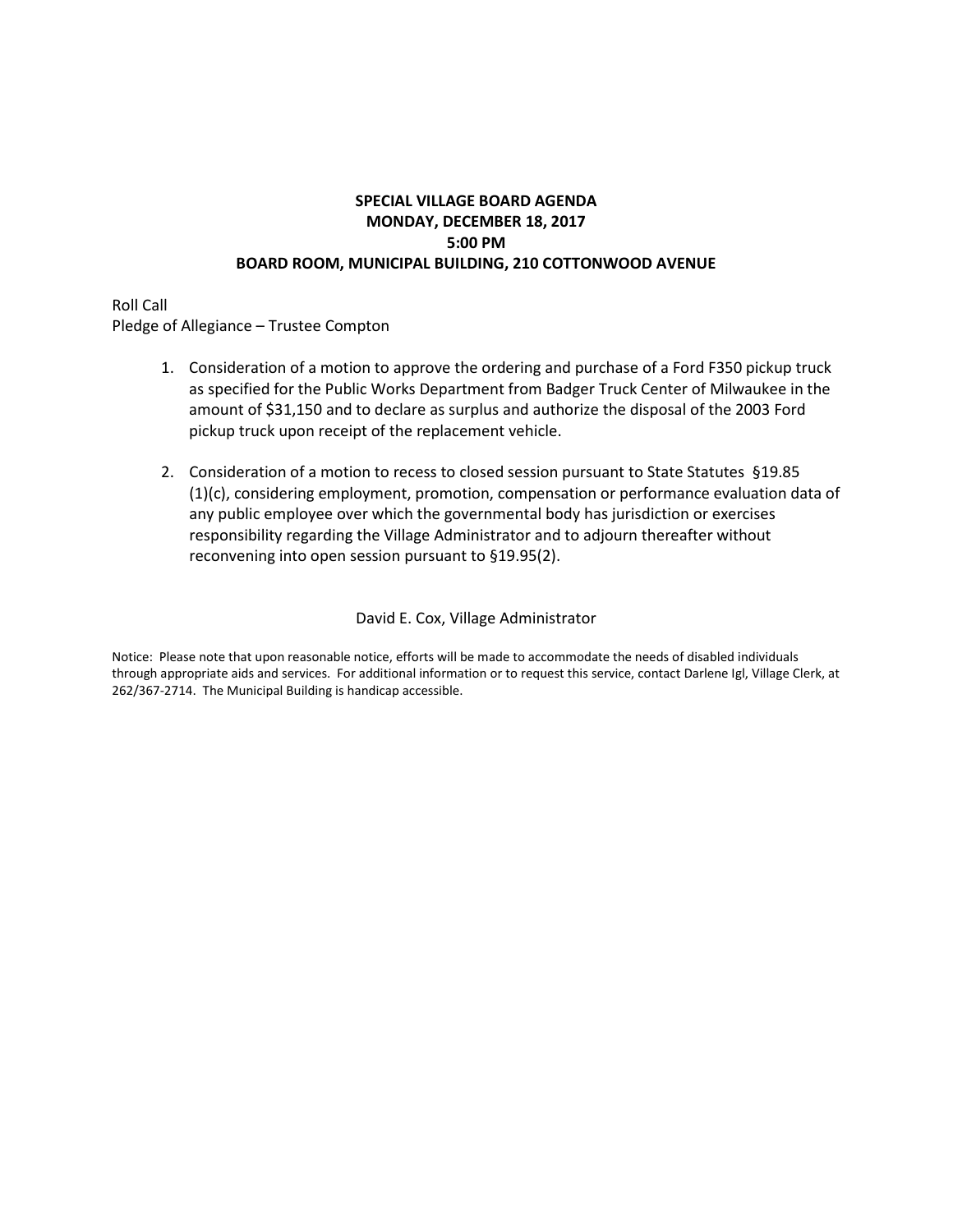**SPECIAL VILLAGE BOARD AGENDA**
**MONDAY, DECEMBER 18, 2017**
**5:00 PM**
**BOARD ROOM, MUNICIPAL BUILDING, 210 COTTONWOOD AVENUE**

Roll Call
Pledge of Allegiance – Trustee Compton

1. Consideration of a motion to approve the ordering and purchase of a Ford F350 pickup truck as specified for the Public Works Department from Badger Truck Center of Milwaukee in the amount of $31,150 and to declare as surplus and authorize the disposal of the 2003 Ford pickup truck upon receipt of the replacement vehicle.

2. Consideration of a motion to recess to closed session pursuant to State Statutes §19.85 (1)(c), considering employment, promotion, compensation or performance evaluation data of any public employee over which the governmental body has jurisdiction or exercises responsibility regarding the Village Administrator and to adjourn thereafter without reconvening into open session pursuant to §19.95(2).

David E. Cox, Village Administrator

Notice: Please note that upon reasonable notice, efforts will be made to accommodate the needs of disabled individuals through appropriate aids and services. For additional information or to request this service, contact Darlene Igl, Village Clerk, at 262/367-2714. The Municipal Building is handicap accessible.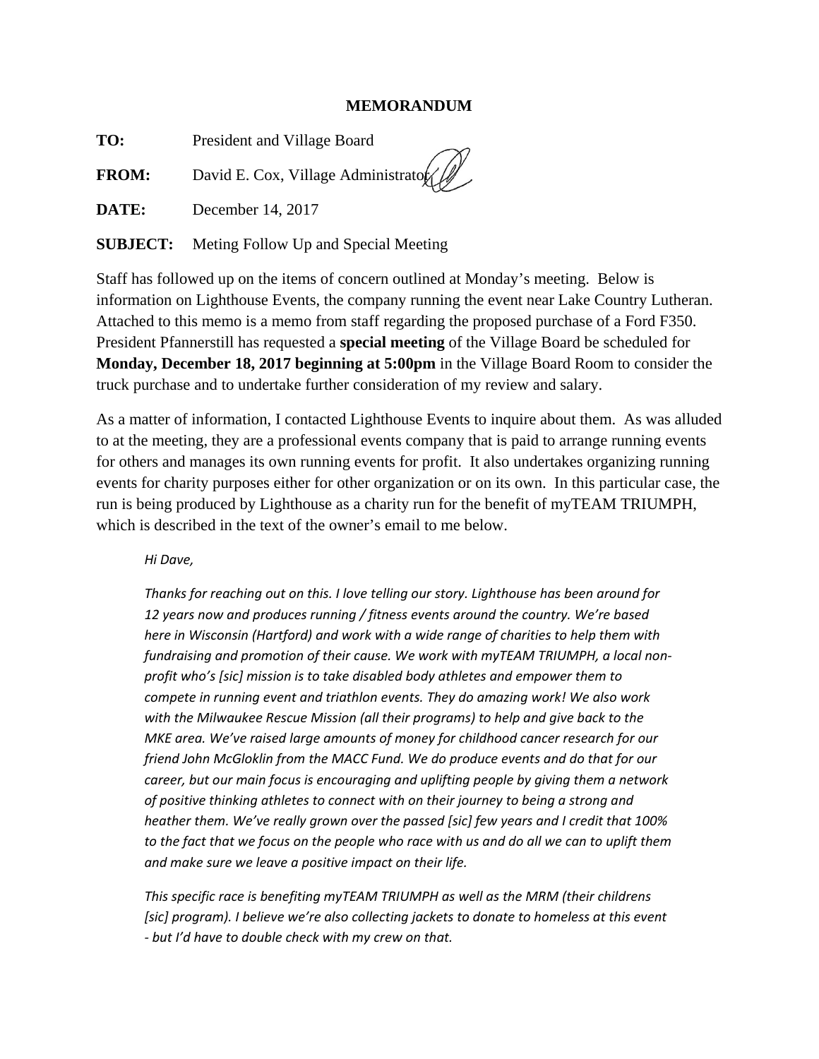# MEMORANDUM

**TO:** President and Village Board

**FROM:** David E. Cox, Village Administrator

**DATE:** December 14, 2017

**SUBJECT:** Meting Follow Up and Special Meeting

Staff has followed up on the items of concern outlined at Monday's meeting. Below is information on Lighthouse Events, the company running the event near Lake Country Lutheran. Attached to this memo is a memo from staff regarding the proposed purchase of a Ford F350. President Pfannerstill has requested a **special meeting** of the Village Board be scheduled for **Monday, December 18, 2017 beginning at 5:00pm** in the Village Board Room to consider the truck purchase and to undertake further consideration of my review and salary.

As a matter of information, I contacted Lighthouse Events to inquire about them. As was alluded to at the meeting, they are a professional events company that is paid to arrange running events for others and manages its own running events for profit. It also undertakes organizing running events for charity purposes either for other organization or on its own. In this particular case, the run is being produced by Lighthouse as a charity run for the benefit of myTEAM TRIUMPH, which is described in the text of the owner's email to me below.

> *Hi Dave,*
>
> *Thanks for reaching out on this. I love telling our story. Lighthouse has been around for 12 years now and produces running / fitness events around the country. We're based here in Wisconsin (Hartford) and work with a wide range of charities to help them with fundraising and promotion of their cause. We work with myTEAM TRIUMPH, a local non-profit who's [sic] mission is to take disabled body athletes and empower them to compete in running event and triathlon events. They do amazing work! We also work with the Milwaukee Rescue Mission (all their programs) to help and give back to the MKE area. We've raised large amounts of money for childhood cancer research for our friend John McGloklin from the MACC Fund. We do produce events and do that for our career, but our main focus is encouraging and uplifting people by giving them a network of positive thinking athletes to connect with on their journey to being a strong and heather them. We've really grown over the passed [sic] few years and I credit that 100% to the fact that we focus on the people who race with us and do all we can to uplift them and make sure we leave a positive impact on their life.*
>
> *This specific race is benefiting myTEAM TRIUMPH as well as the MRM (their childrens [sic] program). I believe we're also collecting jackets to donate to homeless at this event - but I'd have to double check with my crew on that.*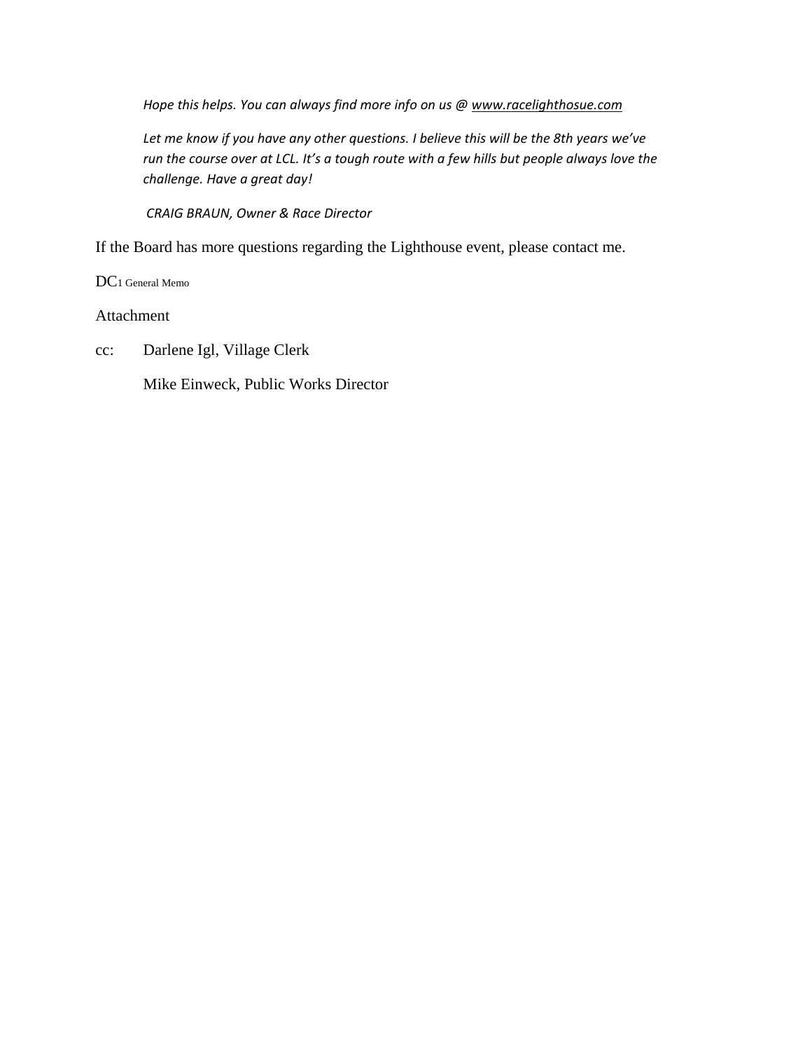*Hope this helps. You can always find more info on us @ [www.racelighthosue.com](www.racelighthosue.com)*

*Let me know if you have any other questions. I believe this will be the 8th years we've run the course over at LCL. It's a tough route with a few hills but people always love the challenge. Have a great day!*

*CRAIG BRAUN, Owner & Race Director*

If the Board has more questions regarding the Lighthouse event, please contact me.

DC1 General Memo

Attachment

cc: Darlene Igl, Village Clerk

Mike Einweck, Public Works Director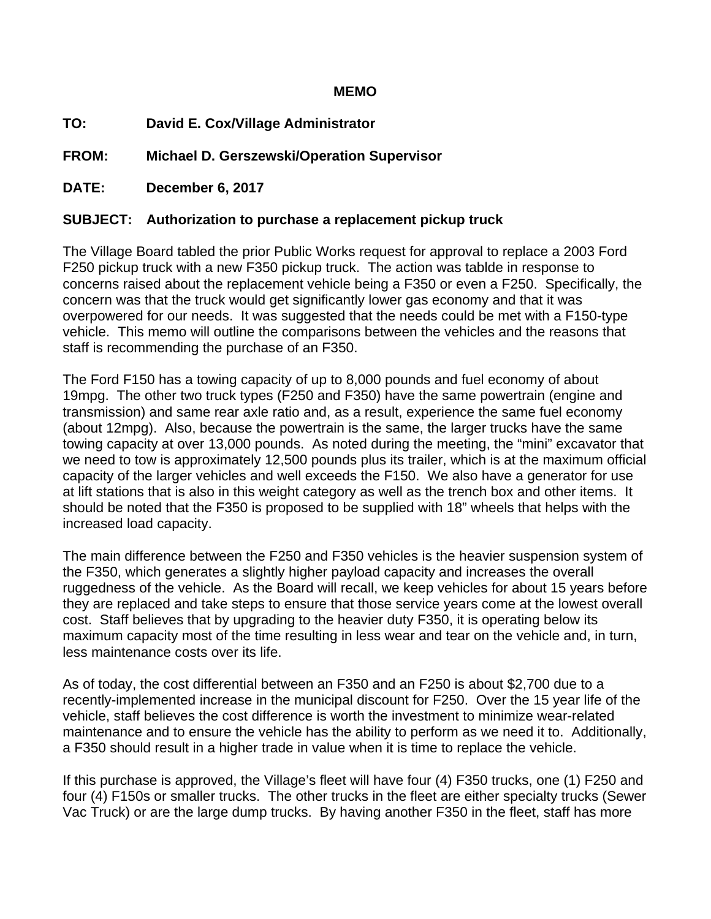**MEMO**

**TO:** David E. Cox/Village Administrator

**FROM:** Michael D. Gerszewski/Operation Supervisor

**DATE:** December 6, 2017

**SUBJECT:** Authorization to purchase a replacement pickup truck

The Village Board tabled the prior Public Works request for approval to replace a 2003 Ford F250 pickup truck with a new F350 pickup truck. The action was tablde in response to concerns raised about the replacement vehicle being a F350 or even a F250. Specifically, the concern was that the truck would get significantly lower gas economy and that it was overpowered for our needs. It was suggested that the needs could be met with a F150-type vehicle. This memo will outline the comparisons between the vehicles and the reasons that staff is recommending the purchase of an F350.

The Ford F150 has a towing capacity of up to 8,000 pounds and fuel economy of about 19mpg. The other two truck types (F250 and F350) have the same powertrain (engine and transmission) and same rear axle ratio and, as a result, experience the same fuel economy (about 12mpg). Also, because the powertrain is the same, the larger trucks have the same towing capacity at over 13,000 pounds. As noted during the meeting, the "mini" excavator that we need to tow is approximately 12,500 pounds plus its trailer, which is at the maximum official capacity of the larger vehicles and well exceeds the F150. We also have a generator for use at lift stations that is also in this weight category as well as the trench box and other items. It should be noted that the F350 is proposed to be supplied with 18" wheels that helps with the increased load capacity.

The main difference between the F250 and F350 vehicles is the heavier suspension system of the F350, which generates a slightly higher payload capacity and increases the overall ruggedness of the vehicle. As the Board will recall, we keep vehicles for about 15 years before they are replaced and take steps to ensure that those service years come at the lowest overall cost. Staff believes that by upgrading to the heavier duty F350, it is operating below its maximum capacity most of the time resulting in less wear and tear on the vehicle and, in turn, less maintenance costs over its life.

As of today, the cost differential between an F350 and an F250 is about $2,700 due to a recently-implemented increase in the municipal discount for F250. Over the 15 year life of the vehicle, staff believes the cost difference is worth the investment to minimize wear-related maintenance and to ensure the vehicle has the ability to perform as we need it to. Additionally, a F350 should result in a higher trade in value when it is time to replace the vehicle.

If this purchase is approved, the Village's fleet will have four (4) F350 trucks, one (1) F250 and four (4) F150s or smaller trucks. The other trucks in the fleet are either specialty trucks (Sewer Vac Truck) or are the large dump trucks. By having another F350 in the fleet, staff has more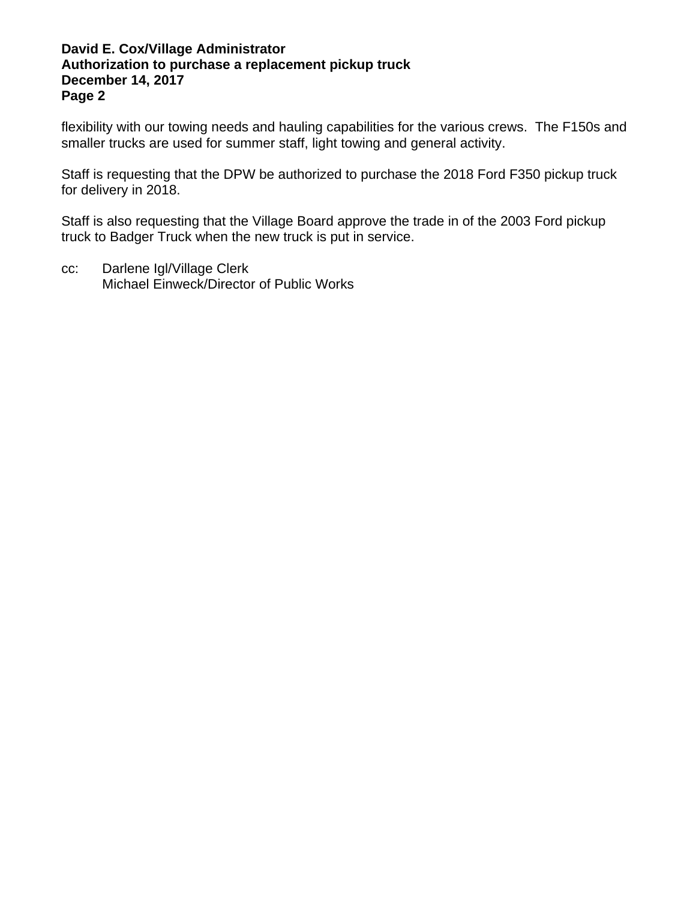flexibility with our towing needs and hauling capabilities for the various crews. The F150s and smaller trucks are used for summer staff, light towing and general activity.

Staff is requesting that the DPW be authorized to purchase the 2018 Ford F350 pickup truck for delivery in 2018.

Staff is also requesting that the Village Board approve the trade in of the 2003 Ford pickup truck to Badger Truck when the new truck is put in service.

cc: Darlene Igl/Village Clerk
Michael Einweck/Director of Public Works